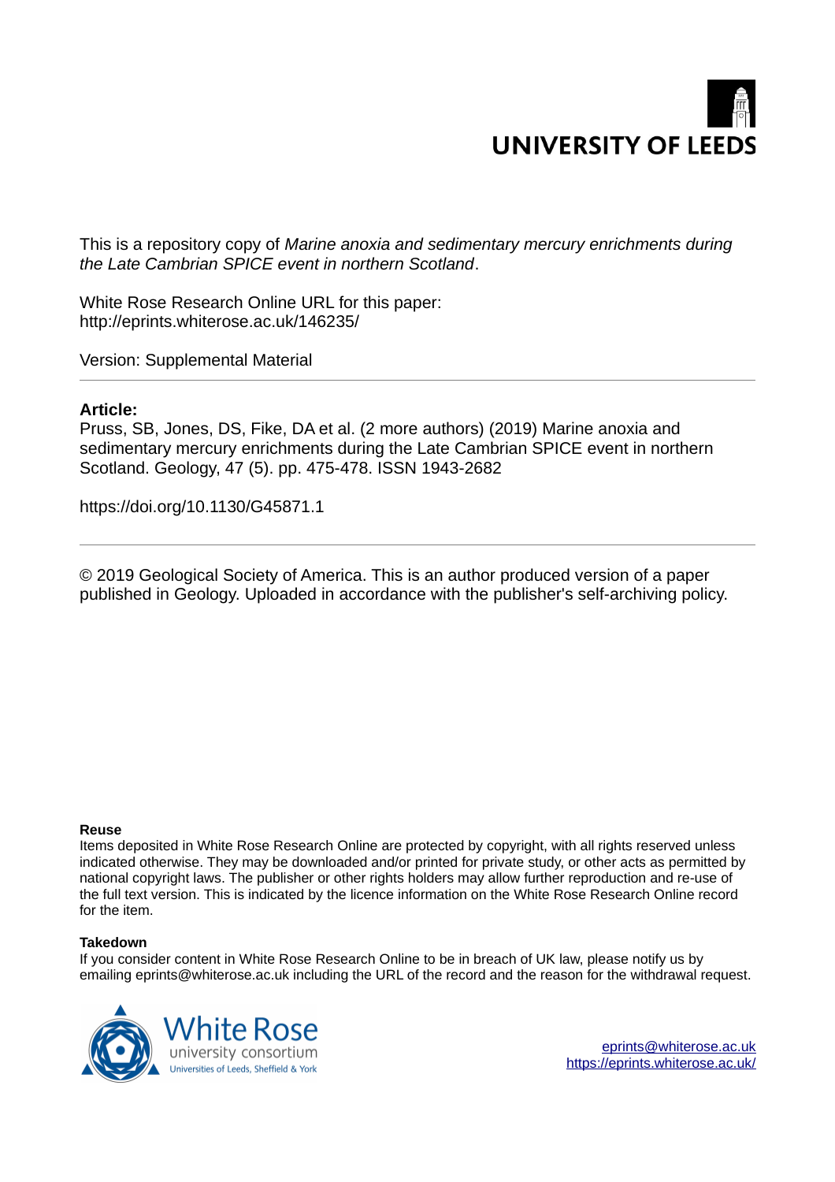UNIVERSITY OF LEEDS

This is a repository copy of *Marine anoxia and sedimentary mercury enrichments during the Late Cambrian SPICE event in northern Scotland*.

White Rose Research Online URL for this paper:
http://eprints.whiterose.ac.uk/146235/

Version: Supplemental Material

---

**Article:**

Pruss, SB, Jones, DS, Fike, DA et al. (2 more authors) (2019) Marine anoxia and sedimentary mercury enrichments during the Late Cambrian SPICE event in northern Scotland. Geology, 47 (5). pp. 475-478. ISSN 1943-2682

https://doi.org/10.1130/G45871.1

---

© 2019 Geological Society of America. This is an author produced version of a paper published in Geology. Uploaded in accordance with the publisher's self-archiving policy.

**Reuse**

Items deposited in White Rose Research Online are protected by copyright, with all rights reserved unless indicated otherwise. They may be downloaded and/or printed for private study, or other acts as permitted by national copyright laws. The publisher or other rights holders may allow further reproduction and re-use of the full text version. This is indicated by the licence information on the White Rose Research Online record for the item.

**Takedown**

If you consider content in White Rose Research Online to be in breach of UK law, please notify us by emailing eprints@whiterose.ac.uk including the URL of the record and the reason for the withdrawal request.

White Rose university consortium
Universities of Leeds, Sheffield & York

eprints@whiterose.ac.uk
https://eprints.whiterose.ac.uk/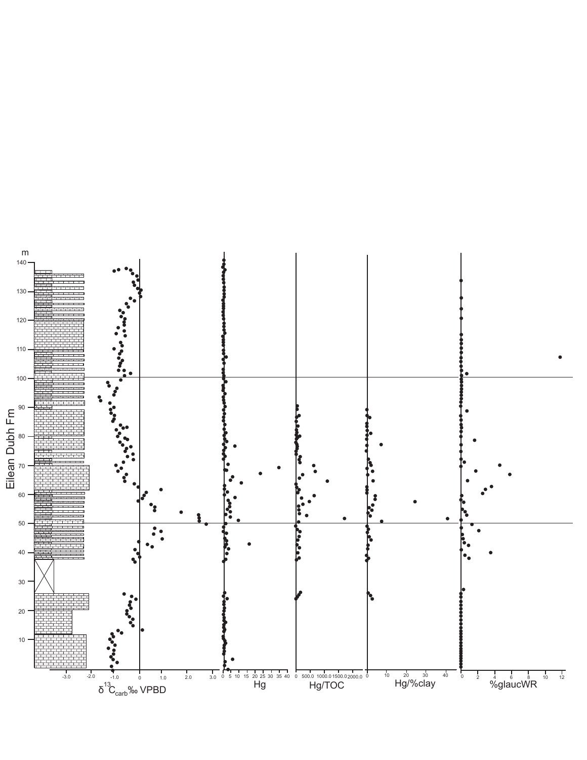m

140
130
120
110
100
90
80
70
60
50
40
30
20
10

Eilean Dubh Fm

-3.0 -2.0 -1.0 0 1.0 2.0 3.0

$\delta^{13}C_{carb}$‰ VPBD

0 5 10 15 20 25 30 35 40

Hg

0 500.0 1000.0 1500.0 2000.0

Hg/TOC

0 10 20 30 40

Hg/%clay

0 2 4 6 8 10 12

%glaucWR